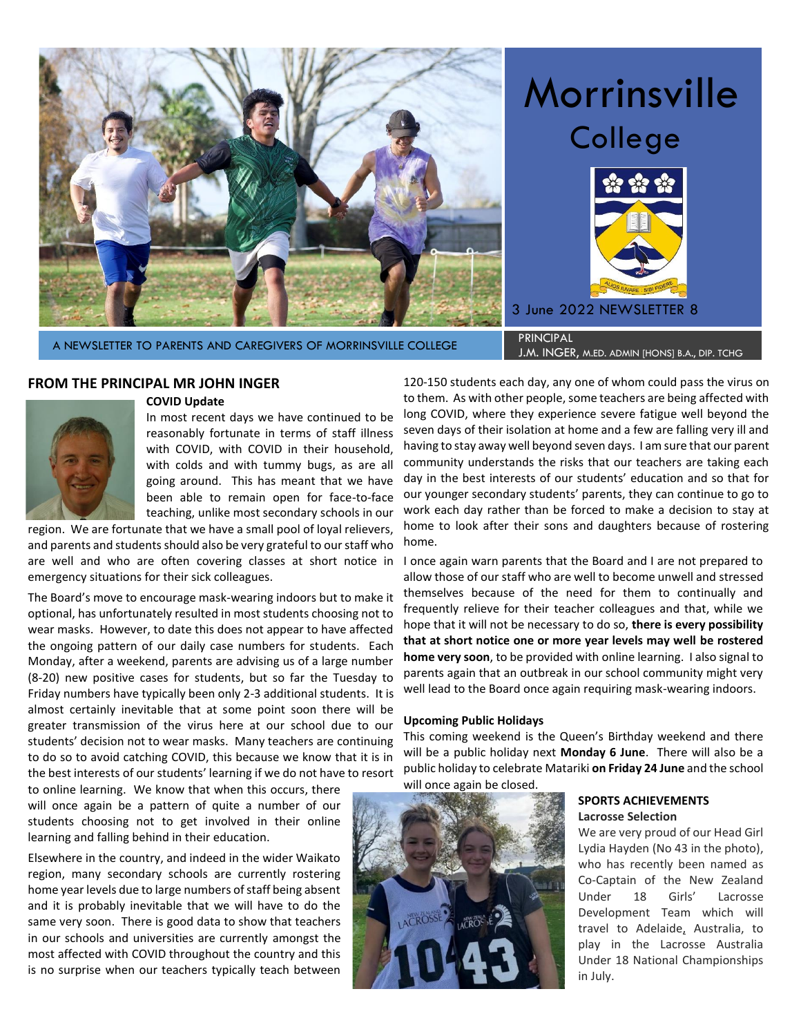# Morrinsville College

3 June 2022 NEWSLETTER 8

A NEWSLETTER TO PARENTS AND CAREGIVERS OF MORRINSVILLE COLLEGE

PRINCIPAL
J.M. INGER, M.ED. ADMIN [HONS] B.A., DIP. TCHG

## FROM THE PRINCIPAL MR JOHN INGER

### COVID Update

In most recent days we have continued to be reasonably fortunate in terms of staff illness with COVID, with COVID in their household, with colds and with tummy bugs, as are all going around. This has meant that we have been able to remain open for face-to-face teaching, unlike most secondary schools in our region. We are fortunate that we have a small pool of loyal relievers, and parents and students should also be very grateful to our staff who are well and who are often covering classes at short notice in emergency situations for their sick colleagues.

The Board's move to encourage mask-wearing indoors but to make it optional, has unfortunately resulted in most students choosing not to wear masks. However, to date this does not appear to have affected the ongoing pattern of our daily case numbers for students. Each Monday, after a weekend, parents are advising us of a large number (8-20) new positive cases for students, but so far the Tuesday to Friday numbers have typically been only 2-3 additional students. It is almost certainly inevitable that at some point soon there will be greater transmission of the virus here at our school due to our students' decision not to wear masks. Many teachers are continuing to do so to avoid catching COVID, this because we know that it is in the best interests of our students' learning if we do not have to resort to online learning. We know that when this occurs, there will once again be a pattern of quite a number of our students choosing not to get involved in their online learning and falling behind in their education.

Elsewhere in the country, and indeed in the wider Waikato region, many secondary schools are currently rostering home year levels due to large numbers of staff being absent and it is probably inevitable that we will have to do the same very soon. There is good data to show that teachers in our schools and universities are currently amongst the most affected with COVID throughout the country and this is no surprise when our teachers typically teach between 120-150 students each day, any one of whom could pass the virus on to them. As with other people, some teachers are being affected with long COVID, where they experience severe fatigue well beyond the seven days of their isolation at home and a few are falling very ill and having to stay away well beyond seven days. I am sure that our parent community understands the risks that our teachers are taking each day in the best interests of our students' education and so that for our younger secondary students' parents, they can continue to go to work each day rather than be forced to make a decision to stay at home to look after their sons and daughters because of rostering home.

I once again warn parents that the Board and I are not prepared to allow those of our staff who are well to become unwell and stressed themselves because of the need for them to continually and frequently relieve for their teacher colleagues and that, while we hope that it will not be necessary to do so, **there is every possibility that at short notice one or more year levels may well be rostered home very soon**, to be provided with online learning. I also signal to parents again that an outbreak in our school community might very well lead to the Board once again requiring mask-wearing indoors.

### Upcoming Public Holidays

This coming weekend is the Queen's Birthday weekend and there will be a public holiday next **Monday 6 June**. There will also be a public holiday to celebrate Matariki **on Friday 24 June** and the school will once again be closed.

## SPORTS ACHIEVEMENTS

### Lacrosse Selection

We are very proud of our Head Girl Lydia Hayden (No 43 in the photo), who has recently been named as Co-Captain of the New Zealand Under 18 Girls' Lacrosse Development Team which will travel to Adelaide, Australia, to play in the Lacrosse Australia Under 18 National Championships in July.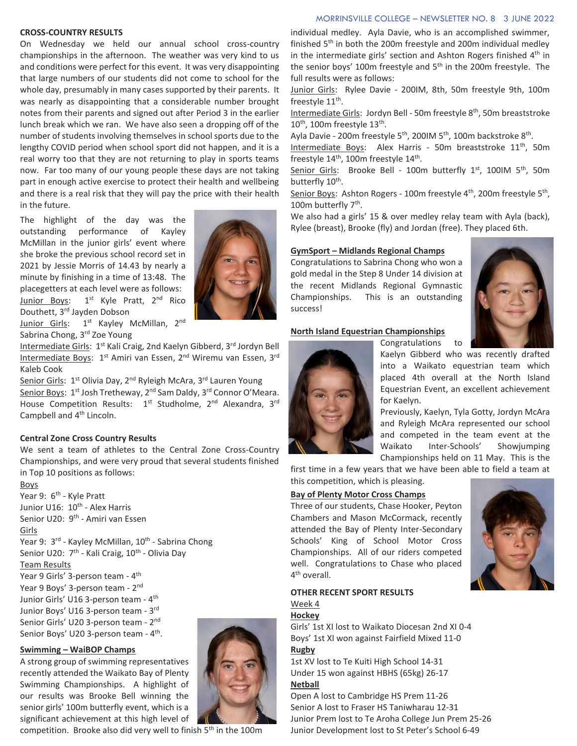## CROSS-COUNTRY RESULTS

On Wednesday we held our annual school cross-country championships in the afternoon. The weather was very kind to us and conditions were perfect for this event. It was very disappointing that large numbers of our students did not come to school for the whole day, presumably in many cases supported by their parents. It was nearly as disappointing that a considerable number brought notes from their parents and signed out after Period 3 in the earlier lunch break which we ran. We have also seen a dropping off of the number of students involving themselves in school sports due to the lengthy COVID period when school sport did not happen, and it is a real worry too that they are not returning to play in sports teams now. Far too many of our young people these days are not taking part in enough active exercise to protect their health and wellbeing and there is a real risk that they will pay the price with their health in the future.

The highlight of the day was the outstanding performance of Kayley McMillan in the junior girls' event where she broke the previous school record set in 2021 by Jessie Morris of 14.43 by nearly a minute by finishing in a time of 13:48. The placegetters at each level were as follows:

Junior Boys: 1st Kyle Pratt, 2nd Rico Douthett, 3rd Jayden Dobson

Junior Girls: 1st Kayley McMillan, 2nd Sabrina Chong, 3rd Zoe Young

Intermediate Girls: 1st Kali Craig, 2nd Kaelyn Gibberd, 3rd Jordyn Bell

Intermediate Boys: 1st Amiri van Essen, 2nd Wiremu van Essen, 3rd Kaleb Cook

Senior Girls: 1st Olivia Day, 2nd Ryleigh McAra, 3rd Lauren Young

Senior Boys: 1st Josh Tretheway, 2nd Sam Daldy, 3rd Connor O'Meara.

House Competition Results: 1st Studholme, 2nd Alexandra, 3rd Campbell and 4th Lincoln.

## Central Zone Cross Country Results

We sent a team of athletes to the Central Zone Cross-Country Championships, and were very proud that several students finished in Top 10 positions as follows:

Boys

Year 9: 6th - Kyle Pratt

Junior U16: 10th - Alex Harris

Senior U20: 9th - Amiri van Essen

Girls

Year 9: 3rd - Kayley McMillan, 10th - Sabrina Chong

Senior U20: 7th - Kali Craig, 10th - Olivia Day

Team Results

Year 9 Girls' 3-person team - 4th

Year 9 Boys' 3-person team - 2nd

Junior Girls' U16 3-person team - 4th

Junior Boys' U16 3-person team - 3rd

Senior Girls' U20 3-person team - 2nd

Senior Boys' U20 3-person team - 4th.

## Swimming – WaiBOP Champs

A strong group of swimming representatives recently attended the Waikato Bay of Plenty Swimming Championships. A highlight of our results was Brooke Bell winning the senior girls' 100m butterfly event, which is a significant achievement at this high level of competition. Brooke also did very well to finish 5th in the 100m individual medley. Ayla Davie, who is an accomplished swimmer, finished 5th in both the 200m freestyle and 200m individual medley in the intermediate girls' section and Ashton Rogers finished 4th in the senior boys' 100m freestyle and 5th in the 200m freestyle. The full results were as follows:

Junior Girls: Rylee Davie - 200IM, 8th, 50m freestyle 9th, 100m freestyle 11th.

Intermediate Girls: Jordyn Bell - 50m freestyle 8th, 50m breaststroke 10th, 100m freestyle 13th.

Ayla Davie - 200m freestyle 5th, 200IM 5th, 100m backstroke 8th.

Intermediate Boys: Alex Harris - 50m breaststroke 11th, 50m freestyle 14th, 100m freestyle 14th.

Senior Girls: Brooke Bell - 100m butterfly 1st, 100IM 5th, 50m butterfly 10th.

Senior Boys: Ashton Rogers - 100m freestyle 4th, 200m freestyle 5th, 100m butterfly 7th.

We also had a girls' 15 & over medley relay team with Ayla (back), Rylee (breast), Brooke (fly) and Jordan (free). They placed 6th.

## GymSport – Midlands Regional Champs

Congratulations to Sabrina Chong who won a gold medal in the Step 8 Under 14 division at the recent Midlands Regional Gymnastic Championships. This is an outstanding success!

## North Island Equestrian Championships

Congratulations to Kaelyn Gibberd who was recently drafted into a Waikato equestrian team which placed 4th overall at the North Island Equestrian Event, an excellent achievement for Kaelyn.

Previously, Kaelyn, Tyla Gotty, Jordyn McAra and Ryleigh McAra represented our school and competed in the team event at the Waikato Inter-Schools' Showjumping Championships held on 11 May. This is the first time in a few years that we have been able to field a team at this competition, which is pleasing.

## Bay of Plenty Motor Cross Champs

Three of our students, Chase Hooker, Peyton Chambers and Mason McCormack, recently attended the Bay of Plenty Inter-Secondary Schools' King of School Motor Cross Championships. All of our riders competed well. Congratulations to Chase who placed 4th overall.

## OTHER RECENT SPORT RESULTS

Week 4

**Hockey**

Girls' 1st XI lost to Waikato Diocesan 2nd XI 0-4

Boys' 1st XI won against Fairfield Mixed 11-0

**Rugby**

1st XV lost to Te Kuiti High School 14-31

Under 15 won against HBHS (65kg) 26-17

**Netball**

Open A lost to Cambridge HS Prem 11-26

Senior A lost to Fraser HS Taniwharau 12-31

Junior Prem lost to Te Aroha College Jun Prem 25-26

Junior Development lost to St Peter's School 6-49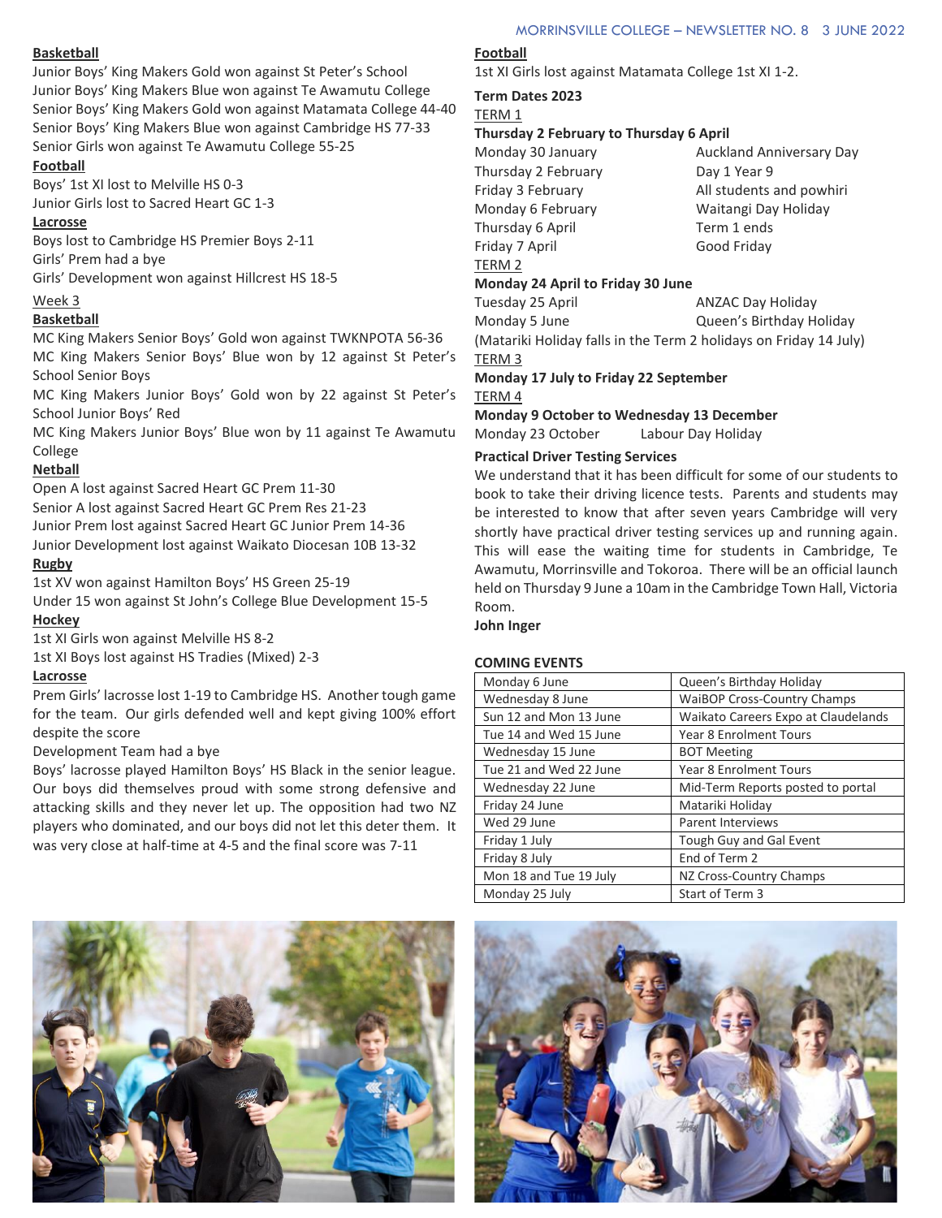### Basketball

Junior Boys' King Makers Gold won against St Peter's School
Junior Boys' King Makers Blue won against Te Awamutu College
Senior Boys' King Makers Gold won against Matamata College 44-40
Senior Boys' King Makers Blue won against Cambridge HS 77-33
Senior Girls won against Te Awamutu College 55-25

### Football

Boys' 1st XI lost to Melville HS 0-3
Junior Girls lost to Sacred Heart GC 1-3

### Lacrosse

Boys lost to Cambridge HS Premier Boys 2-11
Girls' Prem had a bye
Girls' Development won against Hillcrest HS 18-5

## Week 3

### Basketball

MC King Makers Senior Boys' Gold won against TWKNPOTA 56-36
MC King Makers Senior Boys' Blue won by 12 against St Peter's School Senior Boys
MC King Makers Junior Boys' Gold won by 22 against St Peter's School Junior Boys' Red
MC King Makers Junior Boys' Blue won by 11 against Te Awamutu College

### Netball

Open A lost against Sacred Heart GC Prem 11-30
Senior A lost against Sacred Heart GC Prem Res 21-23
Junior Prem lost against Sacred Heart GC Junior Prem 14-36
Junior Development lost against Waikato Diocesan 10B 13-32

### Rugby

1st XV won against Hamilton Boys' HS Green 25-19
Under 15 won against St John's College Blue Development 15-5

### Hockey

1st XI Girls won against Melville HS 8-2
1st XI Boys lost against HS Tradies (Mixed) 2-3

### Lacrosse

Prem Girls' lacrosse lost 1-19 to Cambridge HS. Another tough game for the team. Our girls defended well and kept giving 100% effort despite the score

Development Team had a bye

Boys' lacrosse played Hamilton Boys' HS Black in the senior league. Our boys did themselves proud with some strong defensive and attacking skills and they never let up. The opposition had two NZ players who dominated, and our boys did not let this deter them. It was very close at half-time at 4-5 and the final score was 7-11

### Football

1st XI Girls lost against Matamata College 1st XI 1-2.

## Term Dates 2023

### TERM 1

**Thursday 2 February to Thursday 6 April**

| | |
|---|---|
| Monday 30 January | Auckland Anniversary Day |
| Thursday 2 February | Day 1 Year 9 |
| Friday 3 February | All students and powhiri |
| Monday 6 February | Waitangi Day Holiday |
| Thursday 6 April | Term 1 ends |
| Friday 7 April | Good Friday |

### TERM 2

**Monday 24 April to Friday 30 June**

| | |
|---|---|
| Tuesday 25 April | ANZAC Day Holiday |
| Monday 5 June | Queen's Birthday Holiday |

(Matariki Holiday falls in the Term 2 holidays on Friday 14 July)

### TERM 3

**Monday 17 July to Friday 22 September**

### TERM 4

**Monday 9 October to Wednesday 13 December**

Monday 23 October Labour Day Holiday

## Practical Driver Testing Services

We understand that it has been difficult for some of our students to book to take their driving licence tests. Parents and students may be interested to know that after seven years Cambridge will very shortly have practical driver testing services up and running again. This will ease the waiting time for students in Cambridge, Te Awamutu, Morrinsville and Tokoroa. There will be an official launch held on Thursday 9 June a 10am in the Cambridge Town Hall, Victoria Room.

**John Inger**

## COMING EVENTS

| | |
|---|---|
| Monday 6 June | Queen's Birthday Holiday |
| Wednesday 8 June | WaiBOP Cross-Country Champs |
| Sun 12 and Mon 13 June | Waikato Careers Expo at Claudelands |
| Tue 14 and Wed 15 June | Year 8 Enrolment Tours |
| Wednesday 15 June | BOT Meeting |
| Tue 21 and Wed 22 June | Year 8 Enrolment Tours |
| Wednesday 22 June | Mid-Term Reports posted to portal |
| Friday 24 June | Matariki Holiday |
| Wed 29 June | Parent Interviews |
| Friday 1 July | Tough Guy and Gal Event |
| Friday 8 July | End of Term 2 |
| Mon 18 and Tue 19 July | NZ Cross-Country Champs |
| Monday 25 July | Start of Term 3 |